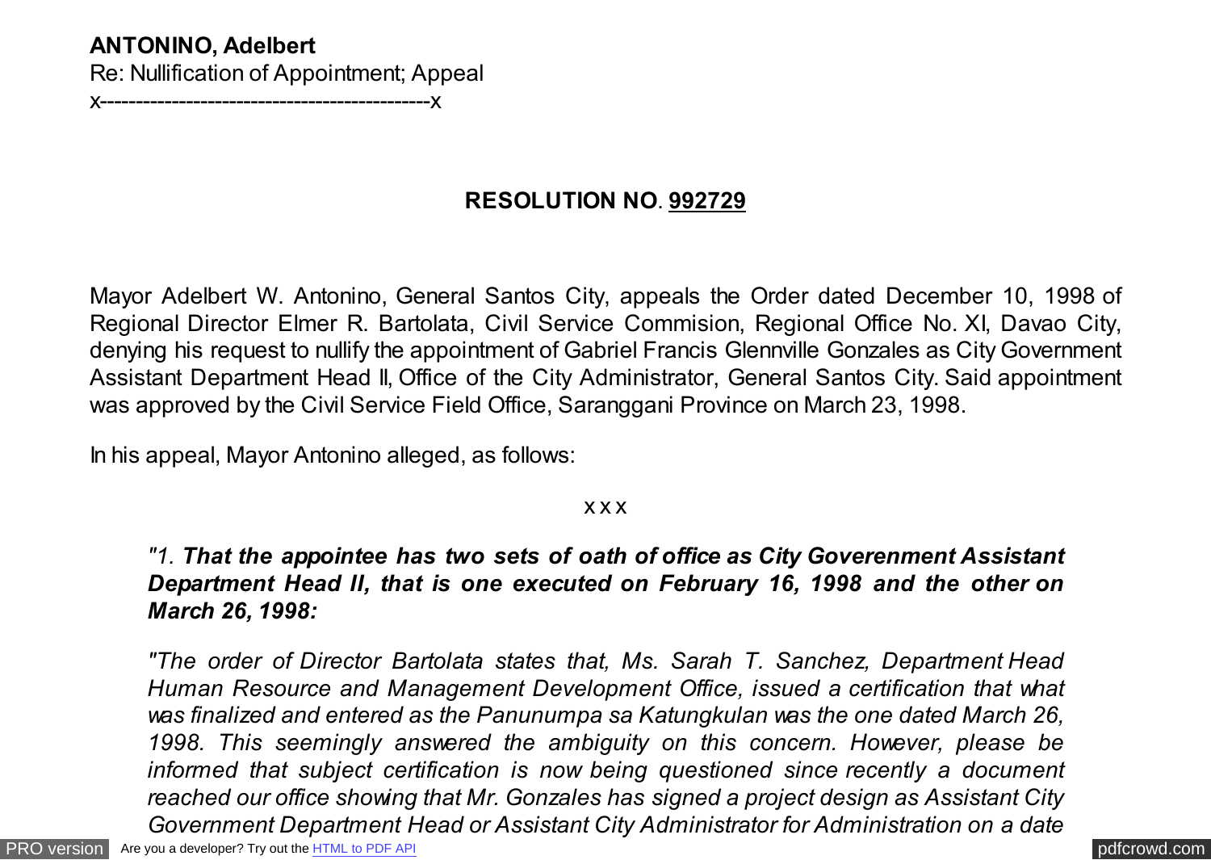**ANTONINO, Adelbert**
Re: Nullification of Appointment; Appeal
x---------------------------------------------x

**RESOLUTION NO. 992729**

Mayor Adelbert W. Antonino, General Santos City, appeals the Order dated December 10, 1998 of Regional Director Elmer R. Bartolata, Civil Service Commision, Regional Office No. XI, Davao City, denying his request to nullify the appointment of Gabriel Francis Glennville Gonzales as City Government Assistant Department Head II, Office of the City Administrator, General Santos City. Said appointment was approved by the Civil Service Field Office, Saranggani Province on March 23, 1998.

In his appeal, Mayor Antonino alleged, as follows:

x x x

*"1. **That the appointee has two sets of oath of office as City Goverenment Assistant Department Head II, that is one executed on February 16, 1998 and the other on March 26, 1998:***

*"The order of Director Bartolata states that, Ms. Sarah T. Sanchez, Department Head Human Resource and Management Development Office, issued a certification that what was finalized and entered as the Panunumpa sa Katungkulan was the one dated March 26, 1998. This seemingly answered the ambiguity on this concern. However, please be informed that subject certification is now being questioned since recently a document reached our office showing that Mr. Gonzales has signed a project design as Assistant City Government Department Head or Assistant City Administrator for Administration on a date*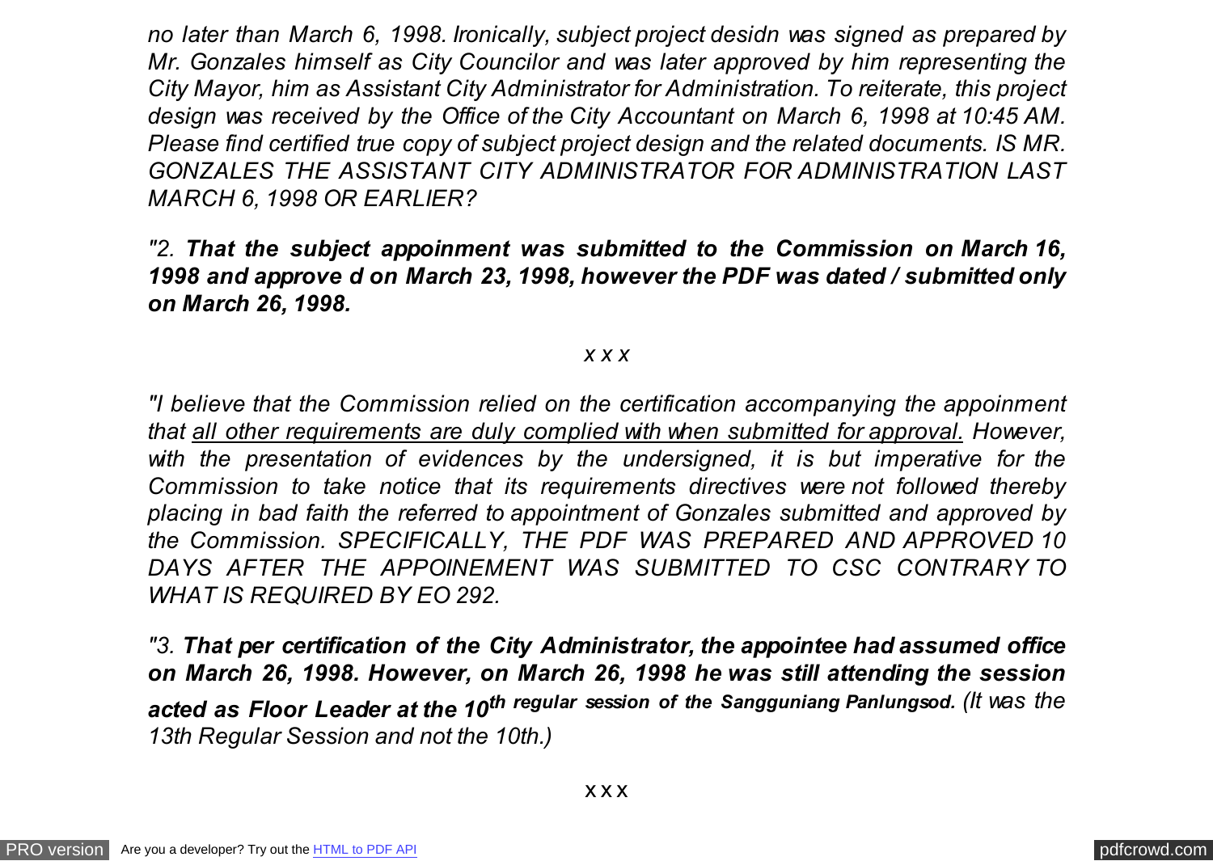*no later than March 6, 1998. Ironically, subject project desidn was signed as prepared by Mr. Gonzales himself as City Councilor and was later approved by him representing the City Mayor, him as Assistant City Administrator for Administration. To reiterate, this project design was received by the Office of the City Accountant on March 6, 1998 at 10:45 AM. Please find certified true copy of subject project design and the related documents. IS MR. GONZALES THE ASSISTANT CITY ADMINISTRATOR FOR ADMINISTRATION LAST MARCH 6, 1998 OR EARLIER?*

*"2. **That the subject appoinment was submitted to the Commission on March 16, 1998 and approve d on March 23, 1998, however the PDF was dated / submitted only on March 26, 1998.***

*x x x*

*"I believe that the Commission relied on the certification accompanying the appoinment that <u>all other requirements are duly complied with when submitted for approval.</u> However, with the presentation of evidences by the undersigned, it is but imperative for the Commission to take notice that its requirements directives were not followed thereby placing in bad faith the referred to appointment of Gonzales submitted and approved by the Commission. SPECIFICALLY, THE PDF WAS PREPARED AND APPROVED 10 DAYS AFTER THE APPOINEMENT WAS SUBMITTED TO CSC CONTRARY TO WHAT IS REQUIRED BY EO 292.*

*"3. **That per certification of the City Administrator, the appointee had assumed office on March 26, 1998. However, on March 26, 1998 he was still attending the session acted as Floor Leader at the 10th regular session of the Sangguniang Panlungsod.** (It was the 13th Regular Session and not the 10th.)*

x x x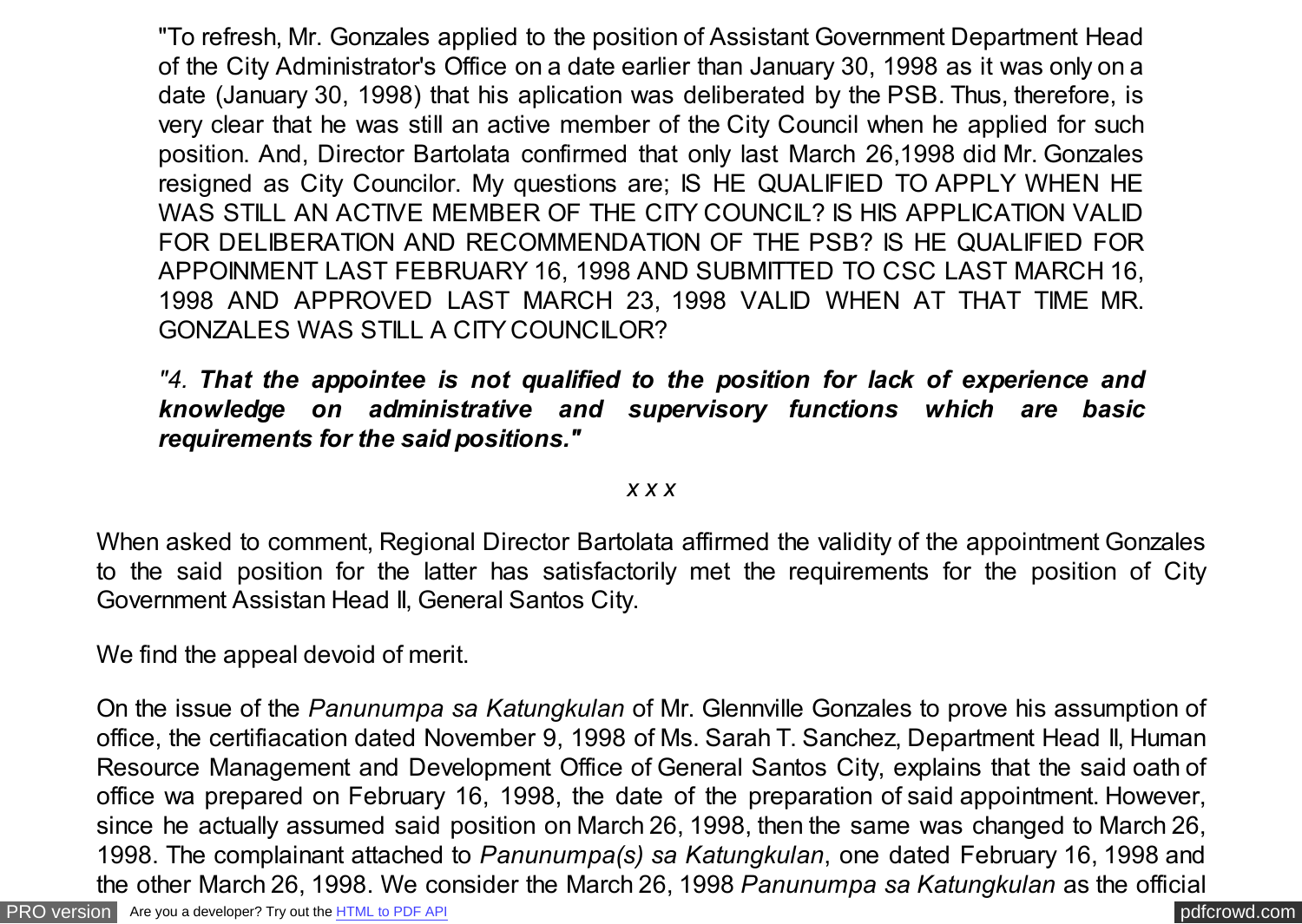"To refresh, Mr. Gonzales applied to the position of Assistant Government Department Head of the City Administrator's Office on a date earlier than January 30, 1998 as it was only on a date (January 30, 1998) that his aplication was deliberated by the PSB. Thus, therefore, is very clear that he was still an active member of the City Council when he applied for such position. And, Director Bartolata confirmed that only last March 26,1998 did Mr. Gonzales resigned as City Councilor. My questions are; IS HE QUALIFIED TO APPLY WHEN HE WAS STILL AN ACTIVE MEMBER OF THE CITY COUNCIL? IS HIS APPLICATION VALID FOR DELIBERATION AND RECOMMENDATION OF THE PSB? IS HE QUALIFIED FOR APPOINMENT LAST FEBRUARY 16, 1998 AND SUBMITTED TO CSC LAST MARCH 16, 1998 AND APPROVED LAST MARCH 23, 1998 VALID WHEN AT THAT TIME MR. GONZALES WAS STILL A CITY COUNCILOR?

*"4.* ***That the appointee is not qualified to the position for lack of experience and knowledge on administrative and supervisory functions which are basic requirements for the said positions."***

*x x x*

When asked to comment, Regional Director Bartolata affirmed the validity of the appointment Gonzales to the said position for the latter has satisfactorily met the requirements for the position of City Government Assistan Head II, General Santos City.

We find the appeal devoid of merit.

On the issue of the *Panunumpa sa Katungkulan* of Mr. Glennville Gonzales to prove his assumption of office, the certifiacation dated November 9, 1998 of Ms. Sarah T. Sanchez, Department Head II, Human Resource Management and Development Office of General Santos City, explains that the said oath of office wa prepared on February 16, 1998, the date of the preparation of said appointment. However, since he actually assumed said position on March 26, 1998, then the same was changed to March 26, 1998. The complainant attached to *Panunumpa(s) sa Katungkulan*, one dated February 16, 1998 and the other March 26, 1998. We consider the March 26, 1998 *Panunumpa sa Katungkulan* as the official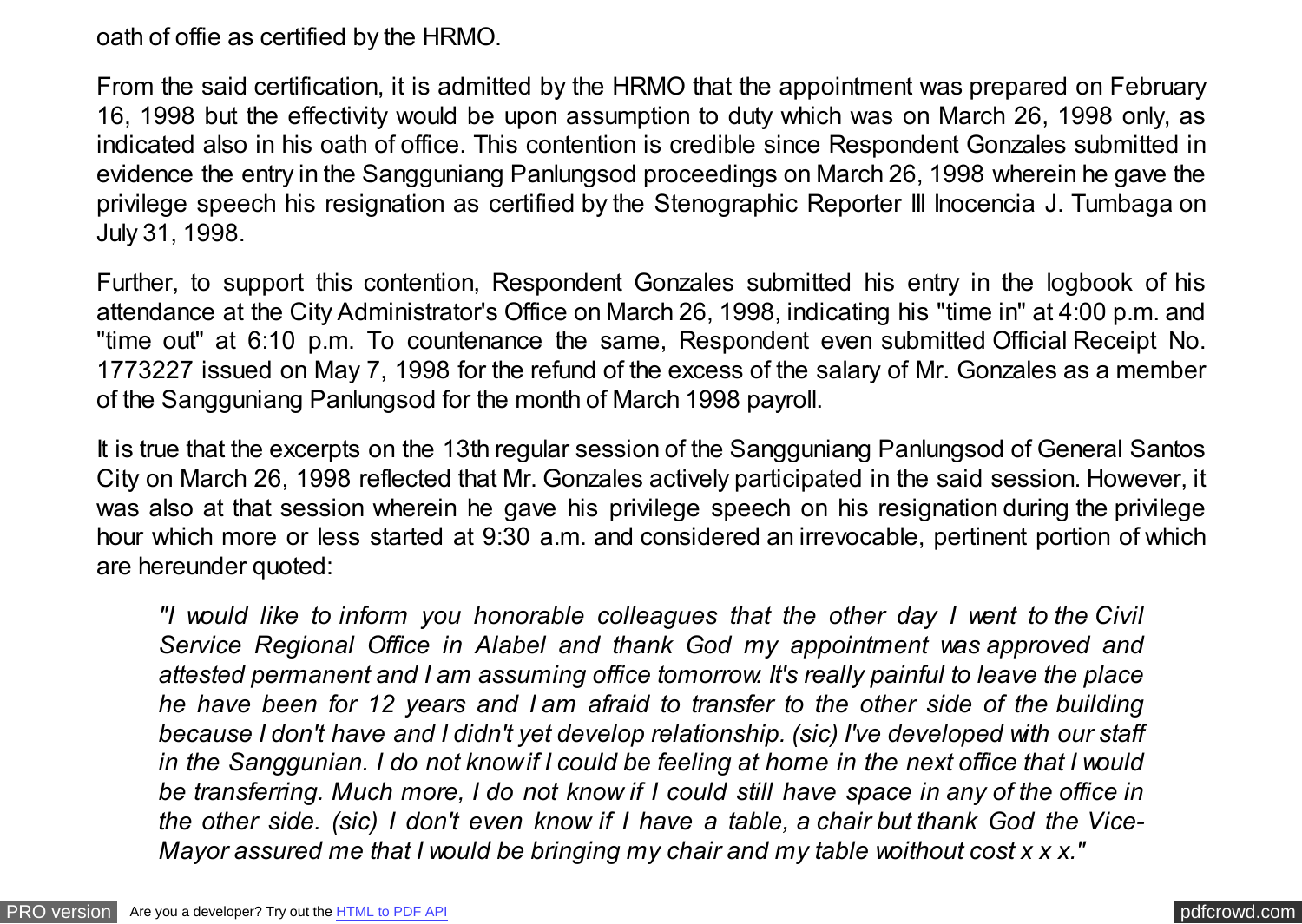oath of offie as certified by the HRMO.

From the said certification, it is admitted by the HRMO that the appointment was prepared on February 16, 1998 but the effectivity would be upon assumption to duty which was on March 26, 1998 only, as indicated also in his oath of office. This contention is credible since Respondent Gonzales submitted in evidence the entry in the Sangguniang Panlungsod proceedings on March 26, 1998 wherein he gave the privilege speech his resignation as certified by the Stenographic Reporter III Inocencia J. Tumbaga on July 31, 1998.

Further, to support this contention, Respondent Gonzales submitted his entry in the logbook of his attendance at the City Administrator's Office on March 26, 1998, indicating his "time in" at 4:00 p.m. and "time out" at 6:10 p.m. To countenance the same, Respondent even submitted Official Receipt No. 1773227 issued on May 7, 1998 for the refund of the excess of the salary of Mr. Gonzales as a member of the Sangguniang Panlungsod for the month of March 1998 payroll.

It is true that the excerpts on the 13th regular session of the Sangguniang Panlungsod of General Santos City on March 26, 1998 reflected that Mr. Gonzales actively participated in the said session. However, it was also at that session wherein he gave his privilege speech on his resignation during the privilege hour which more or less started at 9:30 a.m. and considered an irrevocable, pertinent portion of which are hereunder quoted:

> *"I would like to inform you honorable colleagues that the other day I went to the Civil Service Regional Office in Alabel and thank God my appointment was approved and attested permanent and I am assuming office tomorrow. It's really painful to leave the place he have been for 12 years and I am afraid to transfer to the other side of the building because I don't have and I didn't yet develop relationship. (sic) I've developed with our staff in the Sanggunian. I do not know if I could be feeling at home in the next office that I would be transferring. Much more, I do not know if I could still have space in any of the office in the other side. (sic) I don't even know if I have a table, a chair but thank God the Vice-Mayor assured me that I would be bringing my chair and my table woithout cost x x x."*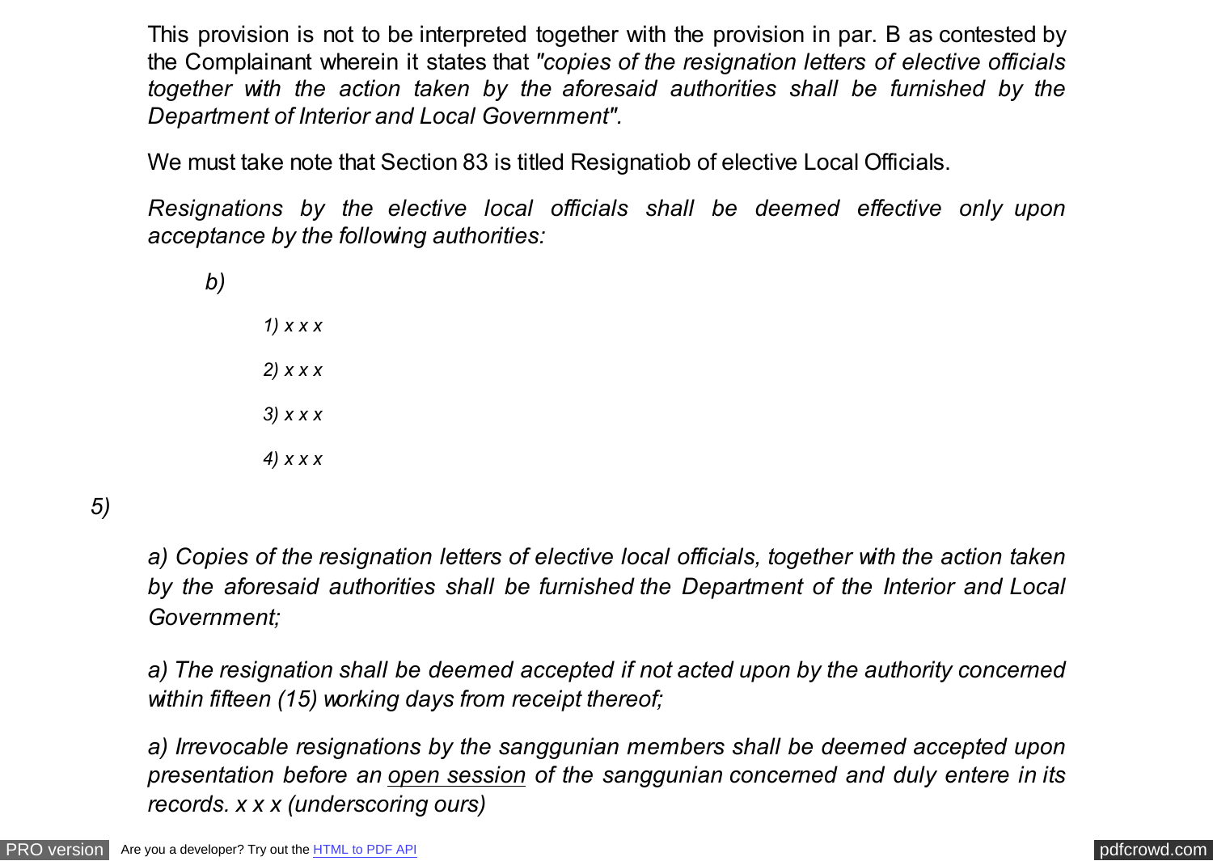This provision is not to be interpreted together with the provision in par. B as contested by the Complainant wherein it states that *"copies of the resignation letters of elective officials together with the action taken by the aforesaid authorities shall be furnished by the Department of Interior and Local Government".*

We must take note that Section 83 is titled Resignatiob of elective Local Officials.

*Resignations by the elective local officials shall be deemed effective only upon acceptance by the following authorities:*

*b)*

*1) x x x*

*2) x x x*

*3) x x x*

*4) x x x*

*5)*

*a) Copies of the resignation letters of elective local officials, together with the action taken by the aforesaid authorities shall be furnished the Department of the Interior and Local Government;*

*a) The resignation shall be deemed accepted if not acted upon by the authority concerned within fifteen (15) working days from receipt thereof;*

*a) Irrevocable resignations by the sanggunian members shall be deemed accepted upon presentation before an <u>open session</u> of the sanggunian concerned and duly entere in its records. x x x (underscoring ours)*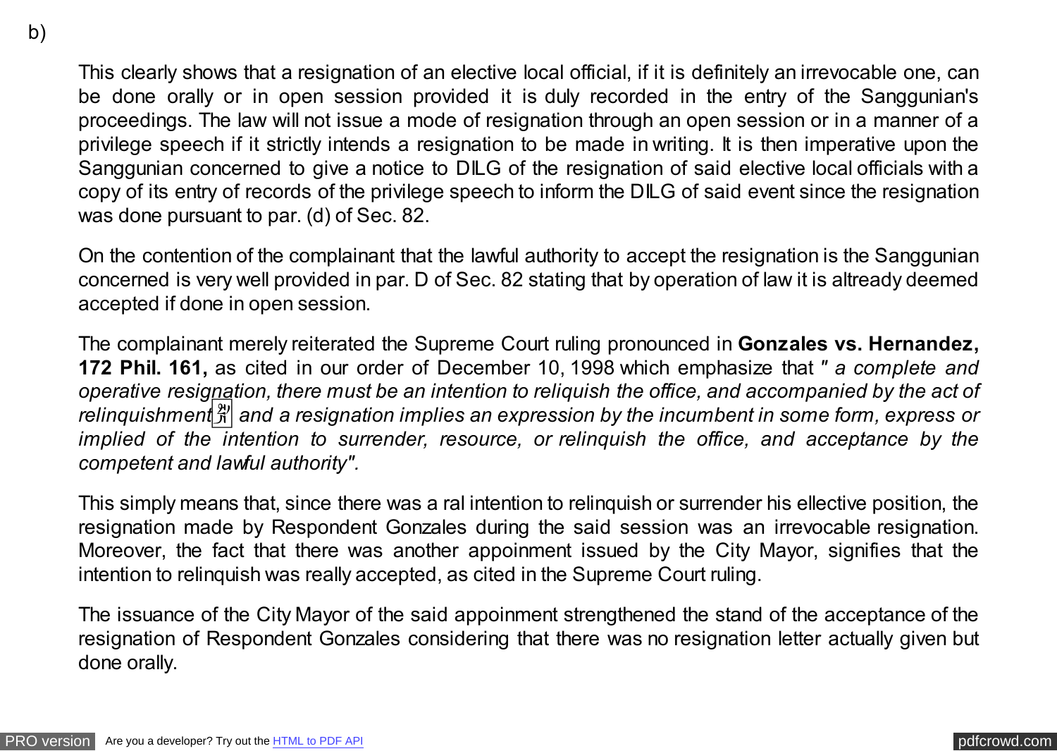b)

This clearly shows that a resignation of an elective local official, if it is definitely an irrevocable one, can be done orally or in open session provided it is duly recorded in the entry of the Sanggunian's proceedings. The law will not issue a mode of resignation through an open session or in a manner of a privilege speech if it strictly intends a resignation to be made in writing. It is then imperative upon the Sanggunian concerned to give a notice to DILG of the resignation of said elective local officials with a copy of its entry of records of the privilege speech to inform the DILG of said event since the resignation was done pursuant to par. (d) of Sec. 82.

On the contention of the complainant that the lawful authority to accept the resignation is the Sanggunian concerned is very well provided in par. D of Sec. 82 stating that by operation of law it is altready deemed accepted if done in open session.

The complainant merely reiterated the Supreme Court ruling pronounced in **Gonzales vs. Hernandez, 172 Phil. 161,** as cited in our order of December 10, 1998 which emphasize that *" a complete and operative resignation, there must be an intention to reliquish the office, and accompanied by the act of relinquishment and a resignation implies an expression by the incumbent in some form, express or implied of the intention to surrender, resource, or relinquish the office, and acceptance by the competent and lawful authority".*

This simply means that, since there was a ral intention to relinquish or surrender his elective position, the resignation made by Respondent Gonzales during the said session was an irrevocable resignation. Moreover, the fact that there was another appoinment issued by the City Mayor, signifies that the intention to relinquish was really accepted, as cited in the Supreme Court ruling.

The issuance of the City Mayor of the said appoinment strengthened the stand of the acceptance of the resignation of Respondent Gonzales considering that there was no resignation letter actually given but done orally.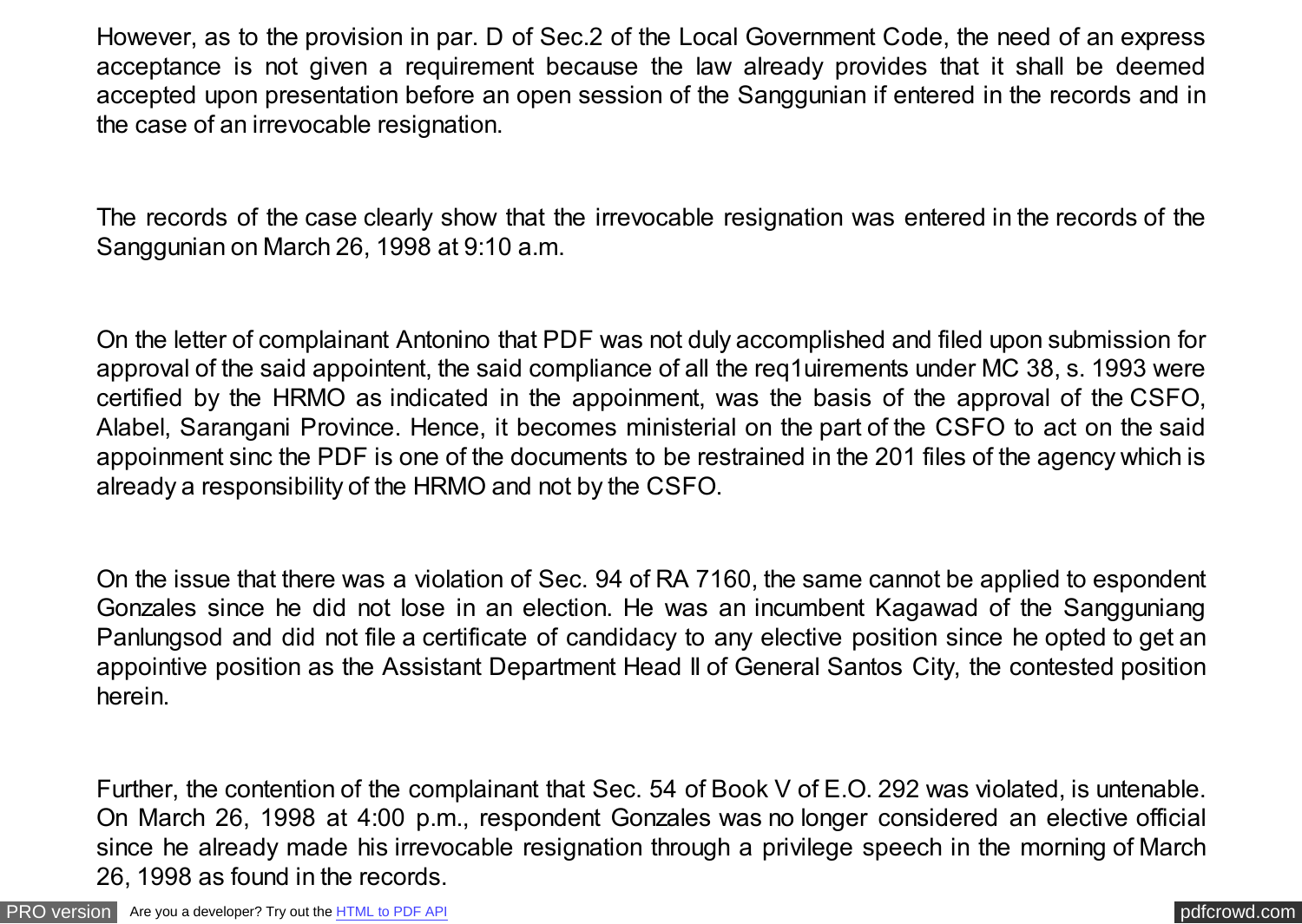However, as to the provision in par. D of Sec.2 of the Local Government Code, the need of an express acceptance is not given a requirement because the law already provides that it shall be deemed accepted upon presentation before an open session of the Sanggunian if entered in the records and in the case of an irrevocable resignation.

The records of the case clearly show that the irrevocable resignation was entered in the records of the Sanggunian on March 26, 1998 at 9:10 a.m.

On the letter of complainant Antonino that PDF was not duly accomplished and filed upon submission for approval of the said appointent, the said compliance of all the req1uirements under MC 38, s. 1993 were certified by the HRMO as indicated in the appoinment, was the basis of the approval of the CSFO, Alabel, Sarangani Province. Hence, it becomes ministerial on the part of the CSFO to act on the said appoinment sinc the PDF is one of the documents to be restrained in the 201 files of the agency which is already a responsibility of the HRMO and not by the CSFO.

On the issue that there was a violation of Sec. 94 of RA 7160, the same cannot be applied to espondent Gonzales since he did not lose in an election. He was an incumbent Kagawad of the Sangguniang Panlungsod and did not file a certificate of candidacy to any elective position since he opted to get an appointive position as the Assistant Department Head II of General Santos City, the contested position herein.

Further, the contention of the complainant that Sec. 54 of Book V of E.O. 292 was violated, is untenable. On March 26, 1998 at 4:00 p.m., respondent Gonzales was no longer considered an elective official since he already made his irrevocable resignation through a privilege speech in the morning of March 26, 1998 as found in the records.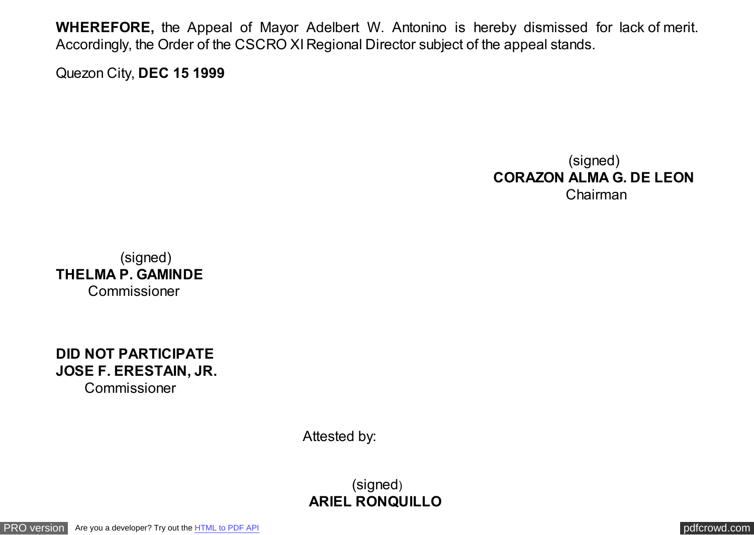**WHEREFORE,** the Appeal of Mayor Adelbert W. Antonino is hereby dismissed for lack of merit. Accordingly, the Order of the CSCRO XI Regional Director subject of the appeal stands.

Quezon City, **DEC 15 1999**

(signed)
**CORAZON ALMA G. DE LEON**
Chairman

(signed)
**THELMA P. GAMINDE**
Commissioner

**DID NOT PARTICIPATE**
**JOSE F. ERESTAIN, JR.**
Commissioner

Attested by:

(signed)
**ARIEL RONQUILLO**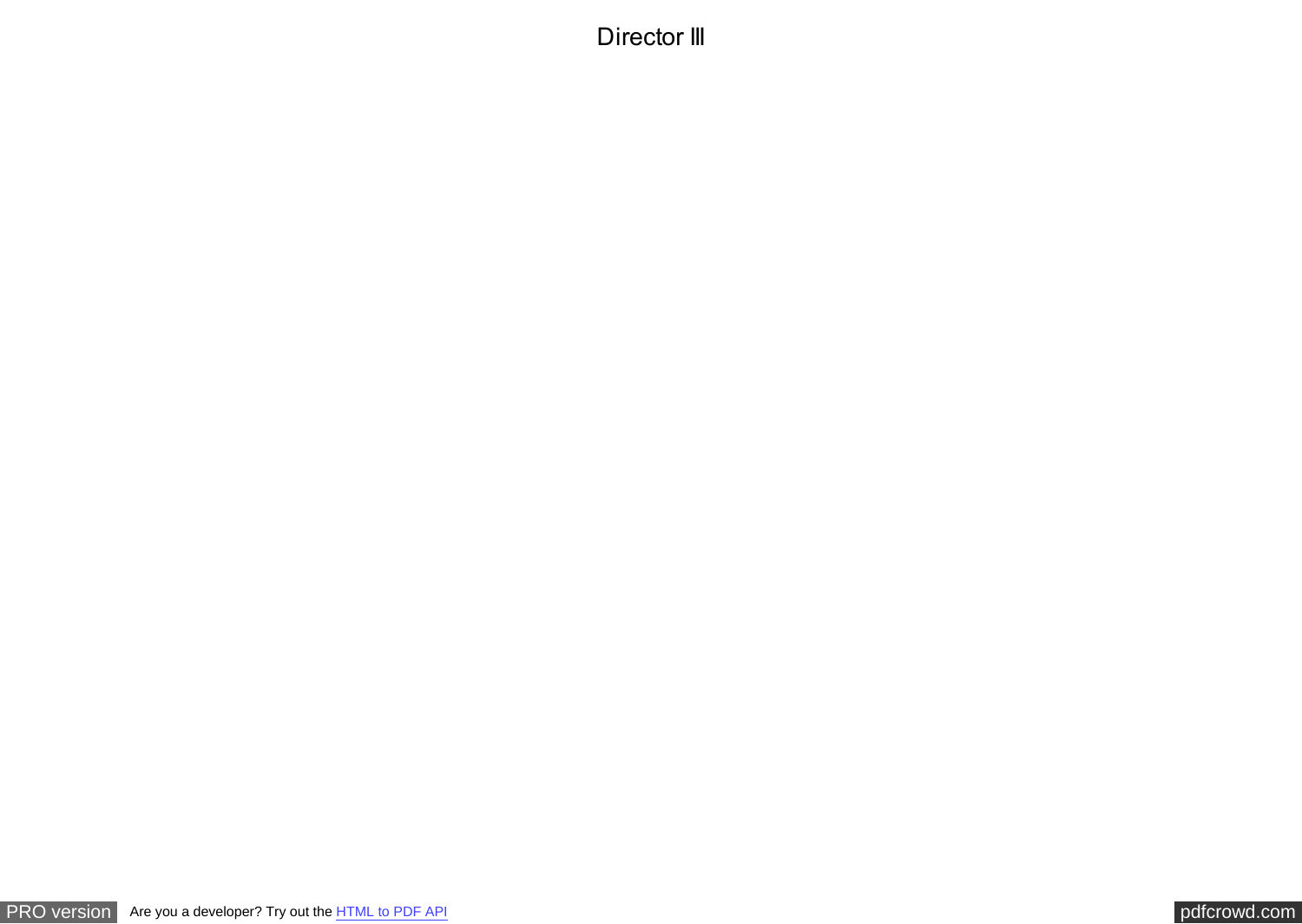Director III